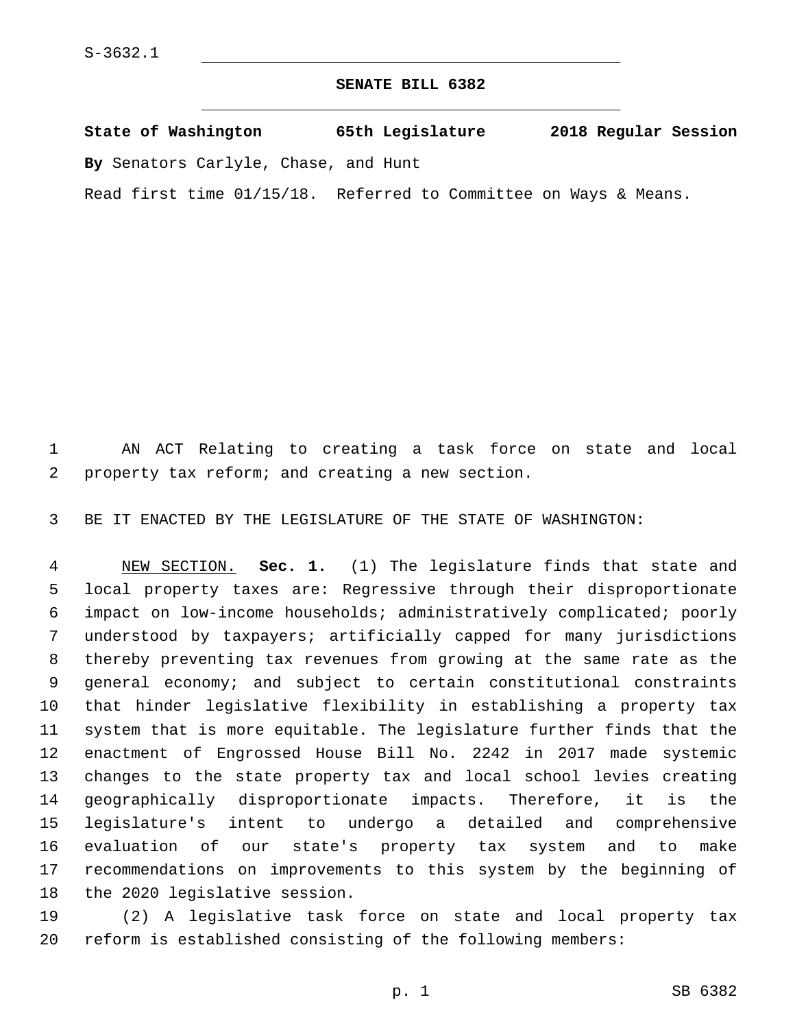S-3632.1

# SENATE BILL 6382

**State of Washington 65th Legislature 2018 Regular Session**

**By** Senators Carlyle, Chase, and Hunt

Read first time 01/15/18. Referred to Committee on Ways & Means.

AN ACT Relating to creating a task force on state and local property tax reform; and creating a new section.

BE IT ENACTED BY THE LEGISLATURE OF THE STATE OF WASHINGTON:

NEW SECTION. **Sec. 1.** (1) The legislature finds that state and local property taxes are: Regressive through their disproportionate impact on low-income households; administratively complicated; poorly understood by taxpayers; artificially capped for many jurisdictions thereby preventing tax revenues from growing at the same rate as the general economy; and subject to certain constitutional constraints that hinder legislative flexibility in establishing a property tax system that is more equitable. The legislature further finds that the enactment of Engrossed House Bill No. 2242 in 2017 made systemic changes to the state property tax and local school levies creating geographically disproportionate impacts. Therefore, it is the legislature's intent to undergo a detailed and comprehensive evaluation of our state's property tax system and to make recommendations on improvements to this system by the beginning of the 2020 legislative session.

(2) A legislative task force on state and local property tax reform is established consisting of the following members: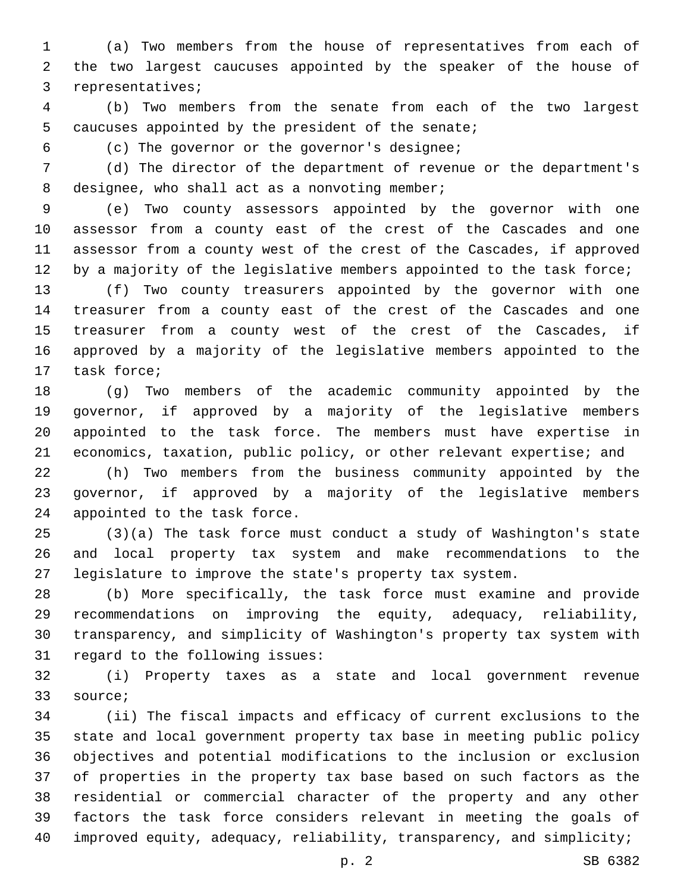(a) Two members from the house of representatives from each of the two largest caucuses appointed by the speaker of the house of representatives;

(b) Two members from the senate from each of the two largest caucuses appointed by the president of the senate;

(c) The governor or the governor's designee;

(d) The director of the department of revenue or the department's designee, who shall act as a nonvoting member;

(e) Two county assessors appointed by the governor with one assessor from a county east of the crest of the Cascades and one assessor from a county west of the crest of the Cascades, if approved by a majority of the legislative members appointed to the task force;

(f) Two county treasurers appointed by the governor with one treasurer from a county east of the crest of the Cascades and one treasurer from a county west of the crest of the Cascades, if approved by a majority of the legislative members appointed to the task force;

(g) Two members of the academic community appointed by the governor, if approved by a majority of the legislative members appointed to the task force. The members must have expertise in economics, taxation, public policy, or other relevant expertise; and

(h) Two members from the business community appointed by the governor, if approved by a majority of the legislative members appointed to the task force.

(3)(a) The task force must conduct a study of Washington's state and local property tax system and make recommendations to the legislature to improve the state's property tax system.

(b) More specifically, the task force must examine and provide recommendations on improving the equity, adequacy, reliability, transparency, and simplicity of Washington's property tax system with regard to the following issues:

(i) Property taxes as a state and local government revenue source;

(ii) The fiscal impacts and efficacy of current exclusions to the state and local government property tax base in meeting public policy objectives and potential modifications to the inclusion or exclusion of properties in the property tax base based on such factors as the residential or commercial character of the property and any other factors the task force considers relevant in meeting the goals of improved equity, adequacy, reliability, transparency, and simplicity;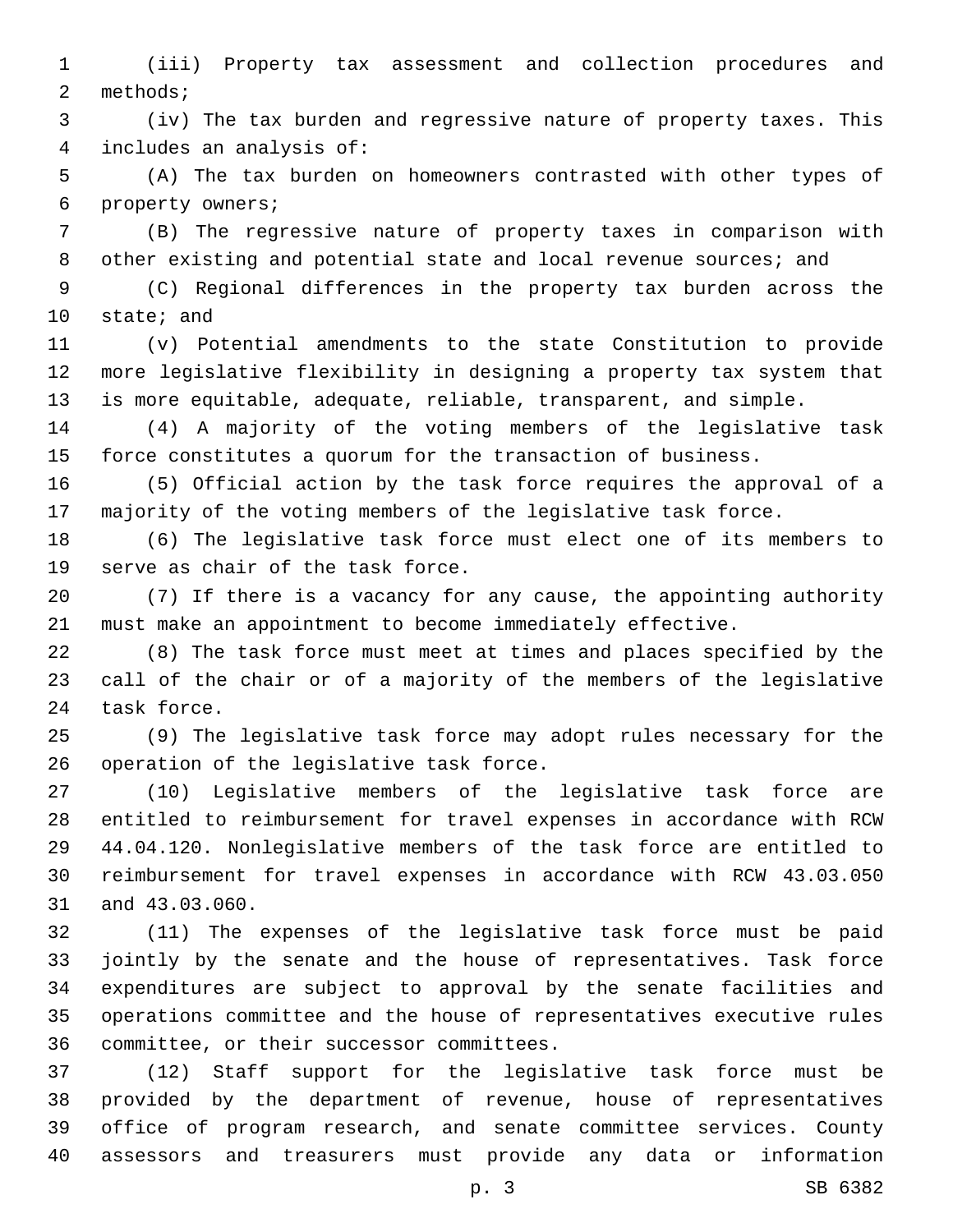(iii) Property tax assessment and collection procedures and methods;

(iv) The tax burden and regressive nature of property taxes. This includes an analysis of:

(A) The tax burden on homeowners contrasted with other types of property owners;

(B) The regressive nature of property taxes in comparison with other existing and potential state and local revenue sources; and

(C) Regional differences in the property tax burden across the state; and

(v) Potential amendments to the state Constitution to provide more legislative flexibility in designing a property tax system that is more equitable, adequate, reliable, transparent, and simple.

(4) A majority of the voting members of the legislative task force constitutes a quorum for the transaction of business.

(5) Official action by the task force requires the approval of a majority of the voting members of the legislative task force.

(6) The legislative task force must elect one of its members to serve as chair of the task force.

(7) If there is a vacancy for any cause, the appointing authority must make an appointment to become immediately effective.

(8) The task force must meet at times and places specified by the call of the chair or of a majority of the members of the legislative task force.

(9) The legislative task force may adopt rules necessary for the operation of the legislative task force.

(10) Legislative members of the legislative task force are entitled to reimbursement for travel expenses in accordance with RCW 44.04.120. Nonlegislative members of the task force are entitled to reimbursement for travel expenses in accordance with RCW 43.03.050 and 43.03.060.

(11) The expenses of the legislative task force must be paid jointly by the senate and the house of representatives. Task force expenditures are subject to approval by the senate facilities and operations committee and the house of representatives executive rules committee, or their successor committees.

(12) Staff support for the legislative task force must be provided by the department of revenue, house of representatives office of program research, and senate committee services. County assessors and treasurers must provide any data or information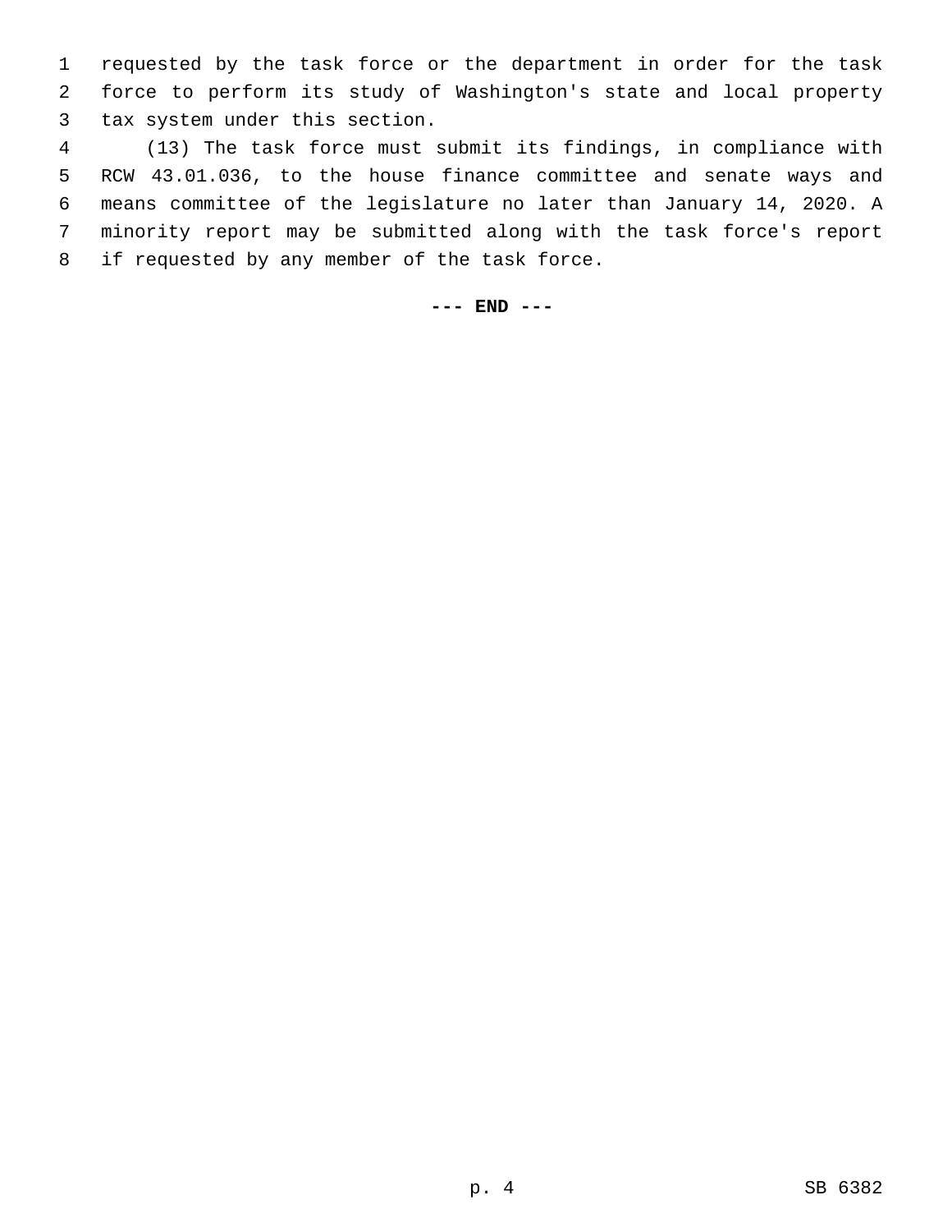requested by the task force or the department in order for the task force to perform its study of Washington's state and local property tax system under this section.

(13) The task force must submit its findings, in compliance with RCW 43.01.036, to the house finance committee and senate ways and means committee of the legislature no later than January 14, 2020. A minority report may be submitted along with the task force's report if requested by any member of the task force.

**--- END ---**